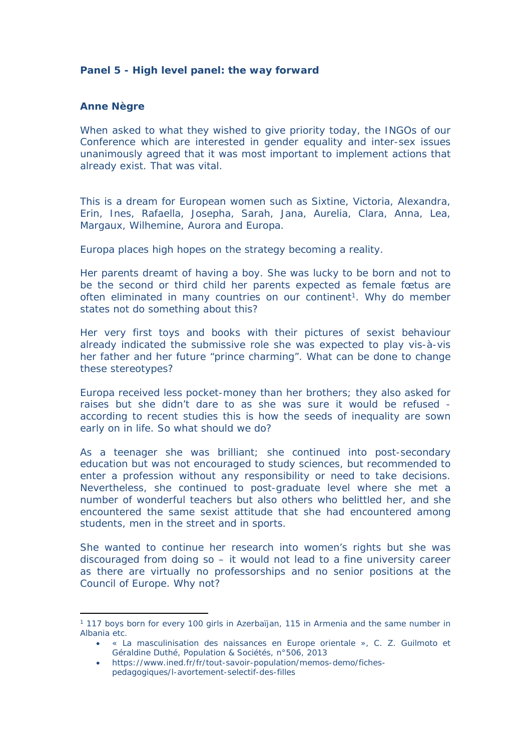**Panel 5 - High level panel: the way forward**

**Anne Nègre**

When asked to what they wished to give priority today, the INGOs of our Conference which are interested in gender equality and inter-sex issues unanimously agreed that it was most important to implement actions that already exist. That was vital.

This is a dream for European women such as Sixtine, Victoria, Alexandra, Erin, Ines, Rafaella, Josepha, Sarah, Jana, Aurelia, Clara, Anna, Lea, Margaux, Wilhemine, Aurora and Europa.

Europa places high hopes on the strategy becoming a reality.

Her parents dreamt of having a boy. She was lucky to be born and not to be the second or third child her parents expected as female fœtus are often eliminated in many countries on our continent[1]. Why do member states not do something about this?

Her very first toys and books with their pictures of sexist behaviour already indicated the submissive role she was expected to play vis-à-vis her father and her future "prince charming". What can be done to change these stereotypes?

Europa received less pocket-money than her brothers; they also asked for raises but she didn't dare to as she was sure it would be refused - according to recent studies this is how the seeds of inequality are sown early on in life. So what should we do?

As a teenager she was brilliant; she continued into post-secondary education but was not encouraged to study sciences, but recommended to enter a profession without any responsibility or need to take decisions. Nevertheless, she continued to post-graduate level where she met a number of wonderful teachers but also others who belittled her, and she encountered the same sexist attitude that she had encountered among students, men in the street and in sports.

She wanted to continue her research into women's rights but she was discouraged from doing so – it would not lead to a fine university career as there are virtually no professorships and no senior positions at the Council of Europe. Why not?

---

[1] 117 boys born for every 100 girls in Azerbaïjan, 115 in Armenia and the same number in Albania etc.

- « La masculinisation des naissances en Europe orientale », C. Z. Guilmoto et Géraldine Duthé, Population & Sociétés, n°506, 2013
- https://www.ined.fr/fr/tout-savoir-population/memos-demo/fiches-pedagogiques/l-avortement-selectif-des-filles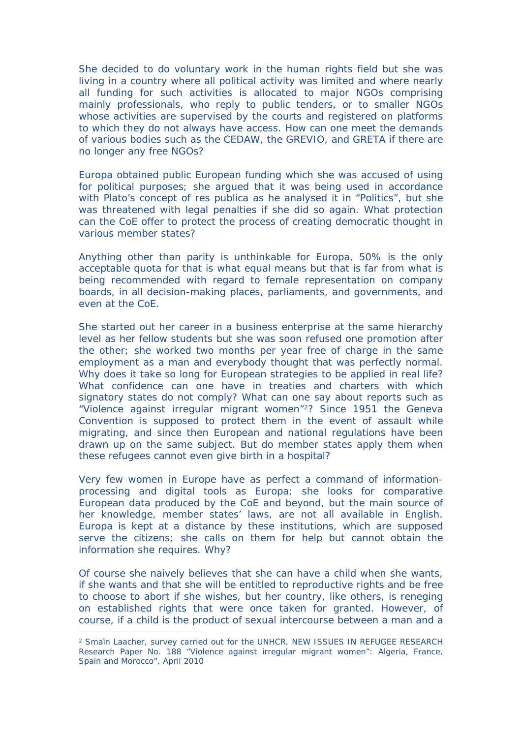She decided to do voluntary work in the human rights field but she was living in a country where all political activity was limited and where nearly all funding for such activities is allocated to major NGOs comprising mainly professionals, who reply to public tenders, or to smaller NGOs whose activities are supervised by the courts and registered on platforms to which they do not always have access. How can one meet the demands of various bodies such as the CEDAW, the GREVIO, and GRETA if there are no longer any free NGOs?

Europa obtained public European funding which she was accused of using for political purposes; she argued that it was being used in accordance with Plato's concept of res publica as he analysed it in "Politics", but she was threatened with legal penalties if she did so again. What protection can the CoE offer to protect the process of creating democratic thought in various member states?

Anything other than parity is unthinkable for Europa, 50% is the only acceptable quota for that is what equal means but that is far from what is being recommended with regard to female representation on company boards, in all decision-making places, parliaments, and governments, and even at the CoE.

She started out her career in a business enterprise at the same hierarchy level as her fellow students but she was soon refused one promotion after the other; she worked two months per year free of charge in the same employment as a man and everybody thought that was perfectly normal. Why does it take so long for European strategies to be applied in real life? What confidence can one have in treaties and charters with which signatory states do not comply? What can one say about reports such as "Violence against irregular migrant women"[2]? Since 1951 the Geneva Convention is supposed to protect them in the event of assault while migrating, and since then European and national regulations have been drawn up on the same subject. But do member states apply them when these refugees cannot even give birth in a hospital?

Very few women in Europe have as perfect a command of information-processing and digital tools as Europa; she looks for comparative European data produced by the CoE and beyond, but the main source of her knowledge, member states' laws, are not all available in English. Europa is kept at a distance by these institutions, which are supposed serve the citizens; she calls on them for help but cannot obtain the information she requires. Why?

Of course she naively believes that she can have a child when she wants, if she wants and that she will be entitled to reproductive rights and be free to choose to abort if she wishes, but her country, like others, is reneging on established rights that were once taken for granted. However, of course, if a child is the product of sexual intercourse between a man and a

---

[2] Smaïn Laacher, survey carried out for the UNHCR, NEW ISSUES IN REFUGEE RESEARCH Research Paper No. 188 "Violence against irregular migrant women": Algeria, France, Spain and Morocco", April 2010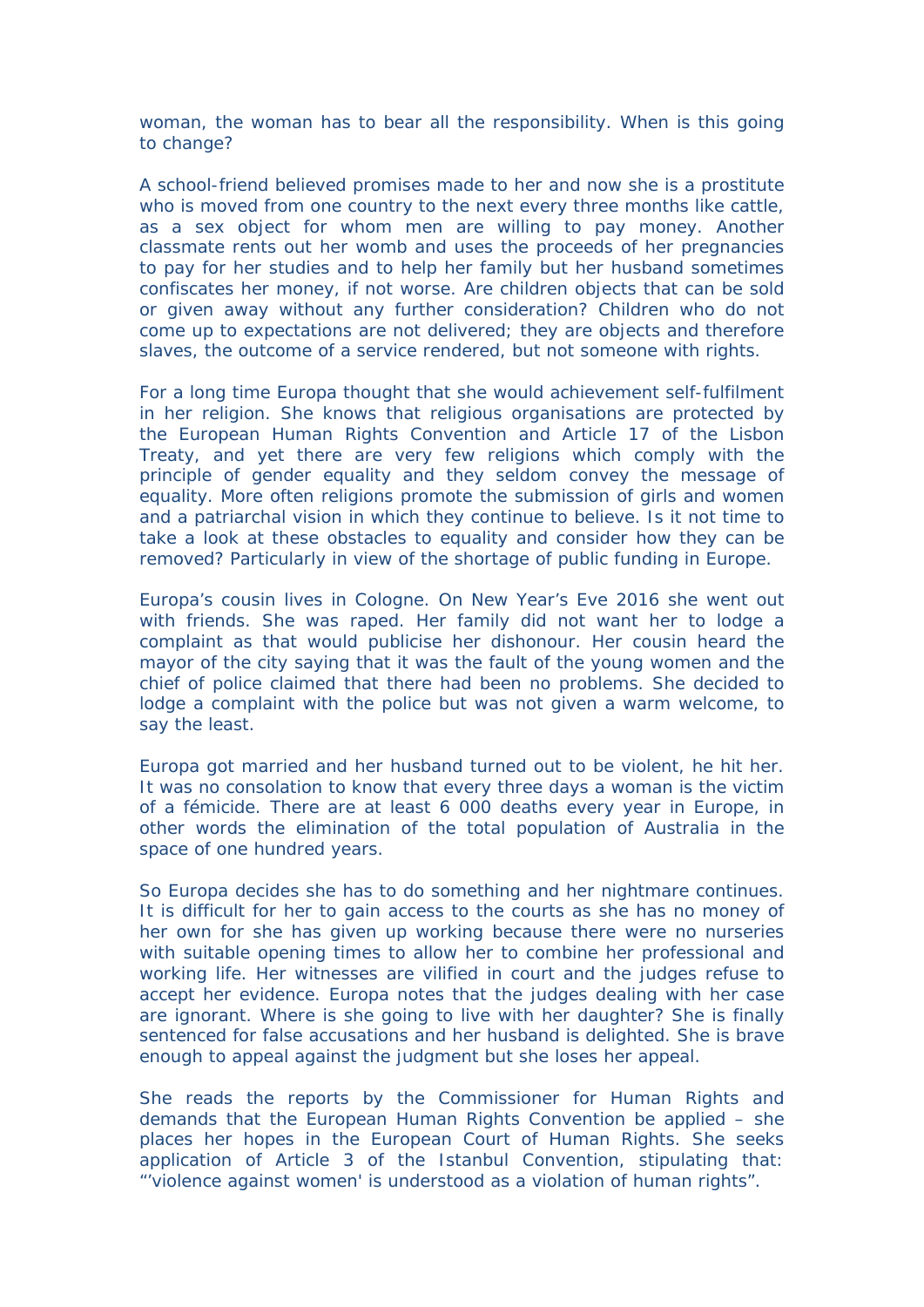woman, the woman has to bear all the responsibility. When is this going to change?

A school-friend believed promises made to her and now she is a prostitute who is moved from one country to the next every three months like cattle, as a sex object for whom men are willing to pay money. Another classmate rents out her womb and uses the proceeds of her pregnancies to pay for her studies and to help her family but her husband sometimes confiscates her money, if not worse. Are children objects that can be sold or given away without any further consideration? Children who do not come up to expectations are not delivered; they are objects and therefore slaves, the outcome of a service rendered, but not someone with rights.

For a long time Europa thought that she would achievement self-fulfilment in her religion. She knows that religious organisations are protected by the European Human Rights Convention and Article 17 of the Lisbon Treaty, and yet there are very few religions which comply with the principle of gender equality and they seldom convey the message of equality. More often religions promote the submission of girls and women and a patriarchal vision in which they continue to believe. Is it not time to take a look at these obstacles to equality and consider how they can be removed? Particularly in view of the shortage of public funding in Europe.

Europa's cousin lives in Cologne. On New Year's Eve 2016 she went out with friends. She was raped. Her family did not want her to lodge a complaint as that would publicise her dishonour. Her cousin heard the mayor of the city saying that it was the fault of the young women and the chief of police claimed that there had been no problems. She decided to lodge a complaint with the police but was not given a warm welcome, to say the least.

Europa got married and her husband turned out to be violent, he hit her. It was no consolation to know that every three days a woman is the victim of a fémicide. There are at least 6 000 deaths every year in Europe, in other words the elimination of the total population of Australia in the space of one hundred years.

So Europa decides she has to do something and her nightmare continues. It is difficult for her to gain access to the courts as she has no money of her own for she has given up working because there were no nurseries with suitable opening times to allow her to combine her professional and working life. Her witnesses are vilified in court and the judges refuse to accept her evidence. Europa notes that the judges dealing with her case are ignorant. Where is she going to live with her daughter? She is finally sentenced for false accusations and her husband is delighted. She is brave enough to appeal against the judgment but she loses her appeal.

She reads the reports by the Commissioner for Human Rights and demands that the European Human Rights Convention be applied – she places her hopes in the European Court of Human Rights. She seeks application of Article 3 of the Istanbul Convention, stipulating that: "'violence against women' is understood as a violation of human rights".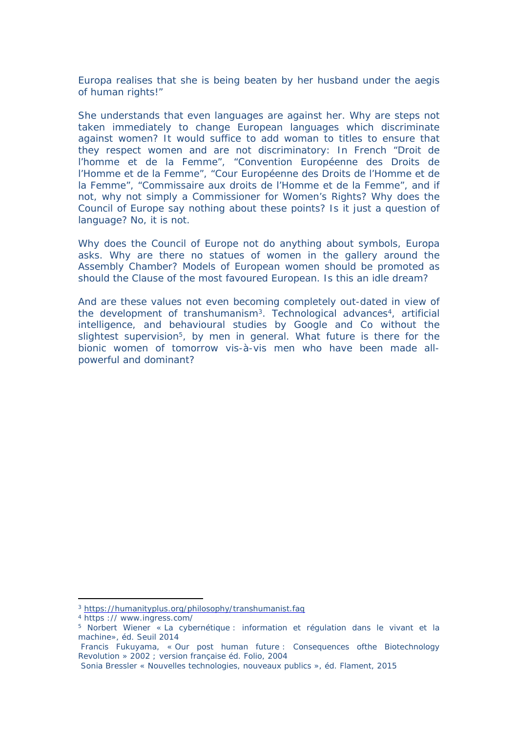Europa realises that she is being beaten by her husband under the aegis of human rights!"

She understands that even languages are against her. Why are steps not taken immediately to change European languages which discriminate against women? It would suffice to add woman to titles to ensure that they respect women and are not discriminatory: In French "Droit de l'homme et de la Femme", "Convention Européenne des Droits de l'Homme et de la Femme", "Cour Européenne des Droits de l'Homme et de la Femme", "Commissaire aux droits de l'Homme et de la Femme", and if not, why not simply a Commissioner for Women's Rights? Why does the Council of Europe say nothing about these points? Is it just a question of language? No, it is not.

Why does the Council of Europe not do anything about symbols, Europa asks. Why are there no statues of women in the gallery around the Assembly Chamber? Models of European women should be promoted as should the Clause of the most favoured European. Is this an idle dream?

And are these values not even becoming completely out-dated in view of the development of transhumanism[3]. Technological advances[4], artificial intelligence, and behavioural studies by Google and Co without the slightest supervision[5], by men in general. What future is there for the bionic women of tomorrow vis-à-vis men who have been made all-powerful and dominant?

---

[3] https://humanityplus.org/philosophy/transhumanist.faq

[4] https :// www.ingress.com/

[5] Norbert Wiener « La cybernétique : information et régulation dans le vivant et la machine», éd. Seuil 2014

Francis Fukuyama, « Our post human future : Consequences ofthe Biotechnology Revolution » 2002 ; version française éd. Folio, 2004

Sonia Bressler « Nouvelles technologies, nouveaux publics », éd. Flament, 2015